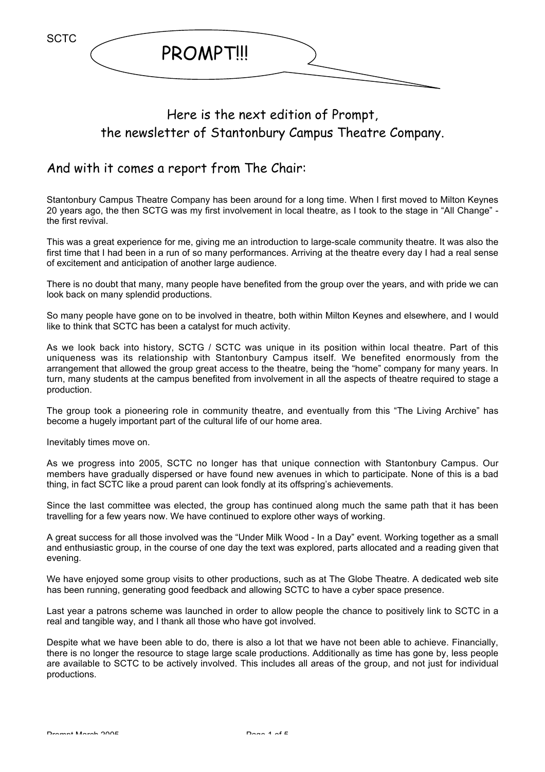SCTC

# PROMPT!!!

## Here is the next edition of Prompt, the newsletter of Stantonbury Campus Theatre Company.

## And with it comes a report from The Chair:

Stantonbury Campus Theatre Company has been around for a long time. When I first moved to Milton Keynes 20 years ago, the then SCTG was my first involvement in local theatre, as I took to the stage in "All Change" - the first revival.

This was a great experience for me, giving me an introduction to large-scale community theatre. It was also the first time that I had been in a run of so many performances. Arriving at the theatre every day I had a real sense of excitement and anticipation of another large audience.

There is no doubt that many, many people have benefited from the group over the years, and with pride we can look back on many splendid productions.

So many people have gone on to be involved in theatre, both within Milton Keynes and elsewhere, and I would like to think that SCTC has been a catalyst for much activity.

As we look back into history, SCTG / SCTC was unique in its position within local theatre. Part of this uniqueness was its relationship with Stantonbury Campus itself. We benefited enormously from the arrangement that allowed the group great access to the theatre, being the "home" company for many years. In turn, many students at the campus benefited from involvement in all the aspects of theatre required to stage a production.

The group took a pioneering role in community theatre, and eventually from this "The Living Archive" has become a hugely important part of the cultural life of our home area.

Inevitably times move on.

As we progress into 2005, SCTC no longer has that unique connection with Stantonbury Campus. Our members have gradually dispersed or have found new avenues in which to participate. None of this is a bad thing, in fact SCTC like a proud parent can look fondly at its offspring's achievements.

Since the last committee was elected, the group has continued along much the same path that it has been travelling for a few years now. We have continued to explore other ways of working.

A great success for all those involved was the "Under Milk Wood - In a Day" event. Working together as a small and enthusiastic group, in the course of one day the text was explored, parts allocated and a reading given that evening.

We have enjoyed some group visits to other productions, such as at The Globe Theatre. A dedicated web site has been running, generating good feedback and allowing SCTC to have a cyber space presence.

Last year a patrons scheme was launched in order to allow people the chance to positively link to SCTC in a real and tangible way, and I thank all those who have got involved.

Despite what we have been able to do, there is also a lot that we have not been able to achieve. Financially, there is no longer the resource to stage large scale productions. Additionally as time has gone by, less people are available to SCTC to be actively involved. This includes all areas of the group, and not just for individual productions.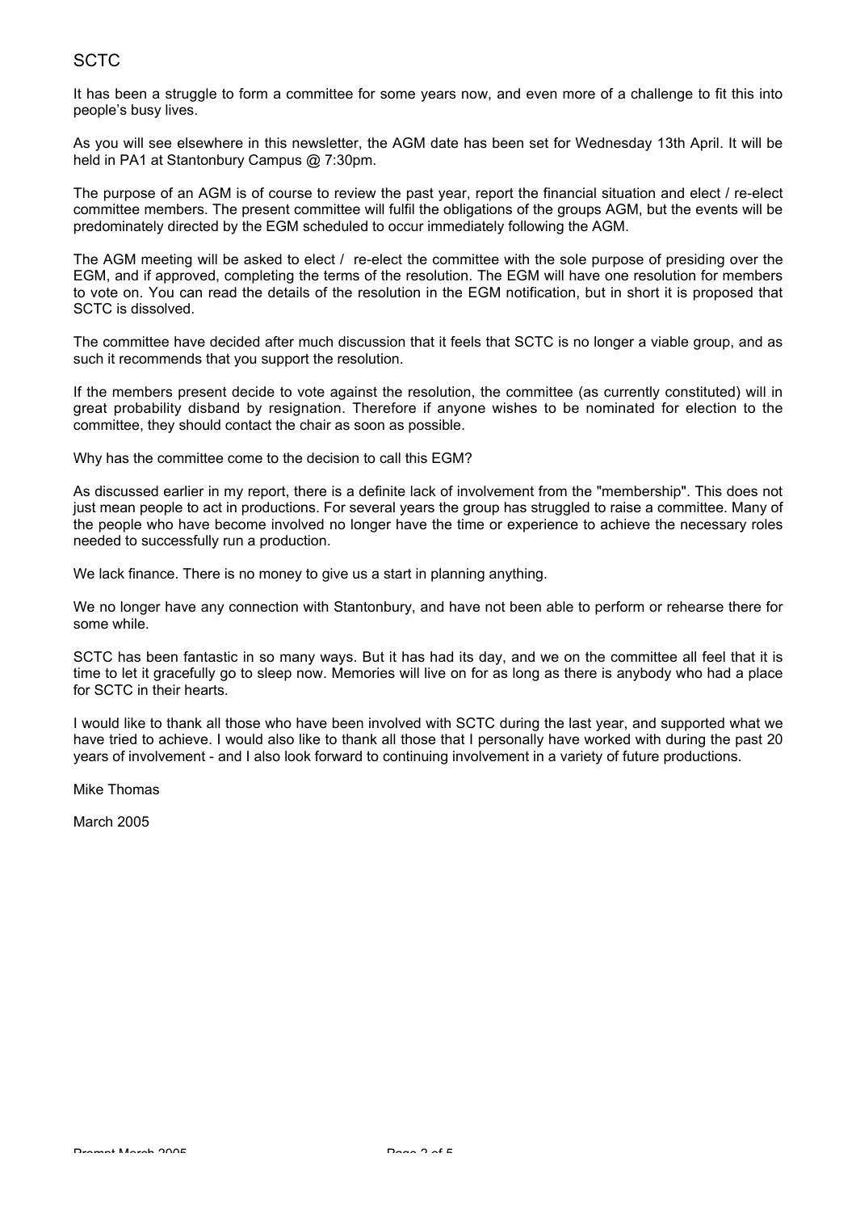## SCTC

It has been a struggle to form a committee for some years now, and even more of a challenge to fit this into people's busy lives.

As you will see elsewhere in this newsletter, the AGM date has been set for Wednesday 13th April. It will be held in PA1 at Stantonbury Campus @ 7:30pm.

The purpose of an AGM is of course to review the past year, report the financial situation and elect / re-elect committee members. The present committee will fulfil the obligations of the groups AGM, but the events will be predominately directed by the EGM scheduled to occur immediately following the AGM.

The AGM meeting will be asked to elect / re-elect the committee with the sole purpose of presiding over the EGM, and if approved, completing the terms of the resolution. The EGM will have one resolution for members to vote on. You can read the details of the resolution in the EGM notification, but in short it is proposed that SCTC is dissolved.

The committee have decided after much discussion that it feels that SCTC is no longer a viable group, and as such it recommends that you support the resolution.

If the members present decide to vote against the resolution, the committee (as currently constituted) will in great probability disband by resignation. Therefore if anyone wishes to be nominated for election to the committee, they should contact the chair as soon as possible.

Why has the committee come to the decision to call this EGM?

As discussed earlier in my report, there is a definite lack of involvement from the "membership". This does not just mean people to act in productions. For several years the group has struggled to raise a committee. Many of the people who have become involved no longer have the time or experience to achieve the necessary roles needed to successfully run a production.

We lack finance. There is no money to give us a start in planning anything.

We no longer have any connection with Stantonbury, and have not been able to perform or rehearse there for some while.

SCTC has been fantastic in so many ways. But it has had its day, and we on the committee all feel that it is time to let it gracefully go to sleep now. Memories will live on for as long as there is anybody who had a place for SCTC in their hearts.

I would like to thank all those who have been involved with SCTC during the last year, and supported what we have tried to achieve. I would also like to thank all those that I personally have worked with during the past 20 years of involvement - and I also look forward to continuing involvement in a variety of future productions.

Mike Thomas

March 2005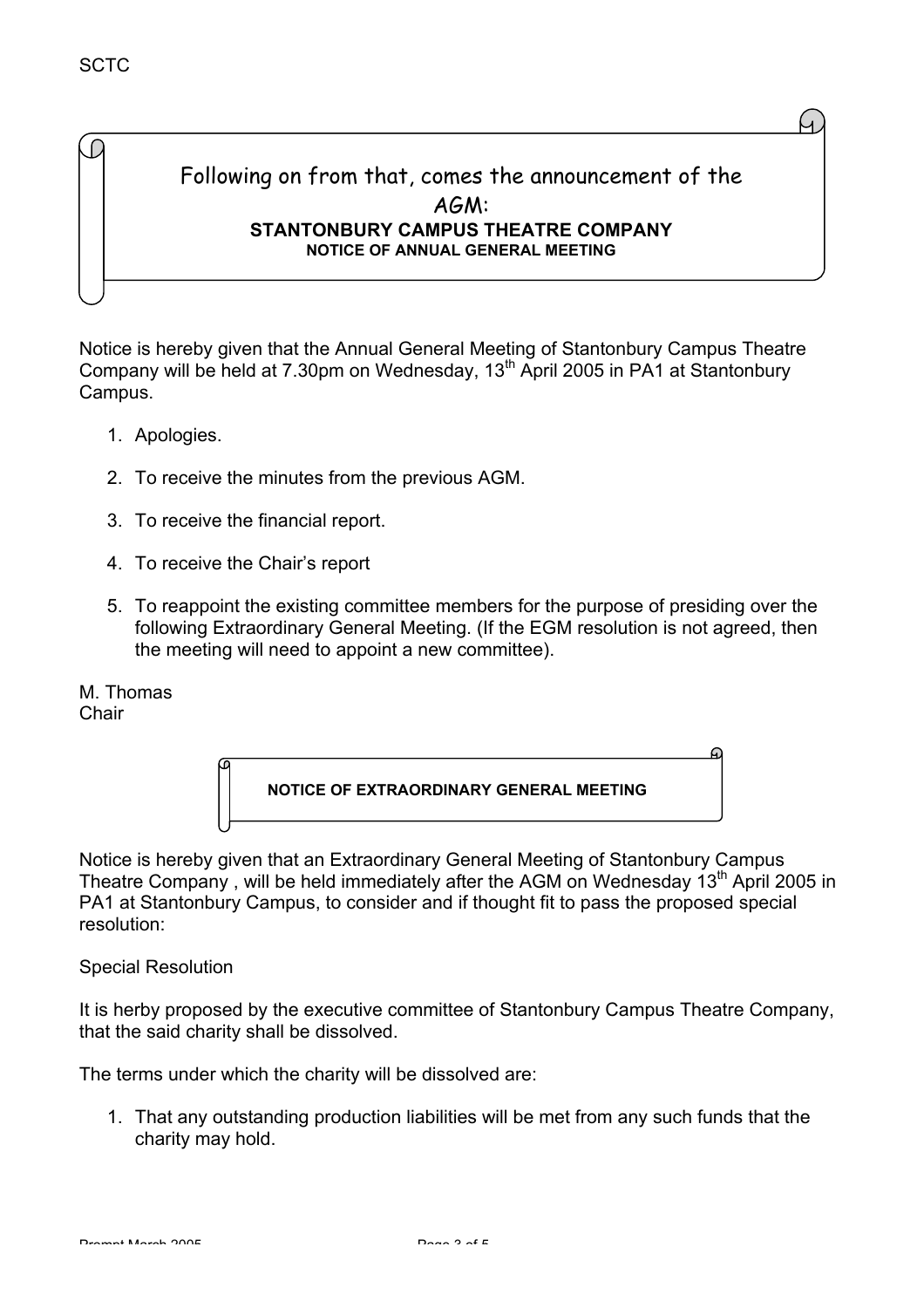Following on from that, comes the announcement of the AGM:

## STANTONBURY CAMPUS THEATRE COMPANY

### NOTICE OF ANNUAL GENERAL MEETING

Notice is hereby given that the Annual General Meeting of Stantonbury Campus Theatre Company will be held at 7.30pm on Wednesday, 13th April 2005 in PA1 at Stantonbury Campus.

1. Apologies.
2. To receive the minutes from the previous AGM.
3. To receive the financial report.
4. To receive the Chair's report
5. To reappoint the existing committee members for the purpose of presiding over the following Extraordinary General Meeting. (If the EGM resolution is not agreed, then the meeting will need to appoint a new committee).

M. Thomas
Chair

### NOTICE OF EXTRAORDINARY GENERAL MEETING

Notice is hereby given that an Extraordinary General Meeting of Stantonbury Campus Theatre Company , will be held immediately after the AGM on Wednesday 13th April 2005 in PA1 at Stantonbury Campus, to consider and if thought fit to pass the proposed special resolution:

Special Resolution

It is herby proposed by the executive committee of Stantonbury Campus Theatre Company, that the said charity shall be dissolved.

The terms under which the charity will be dissolved are:

1. That any outstanding production liabilities will be met from any such funds that the charity may hold.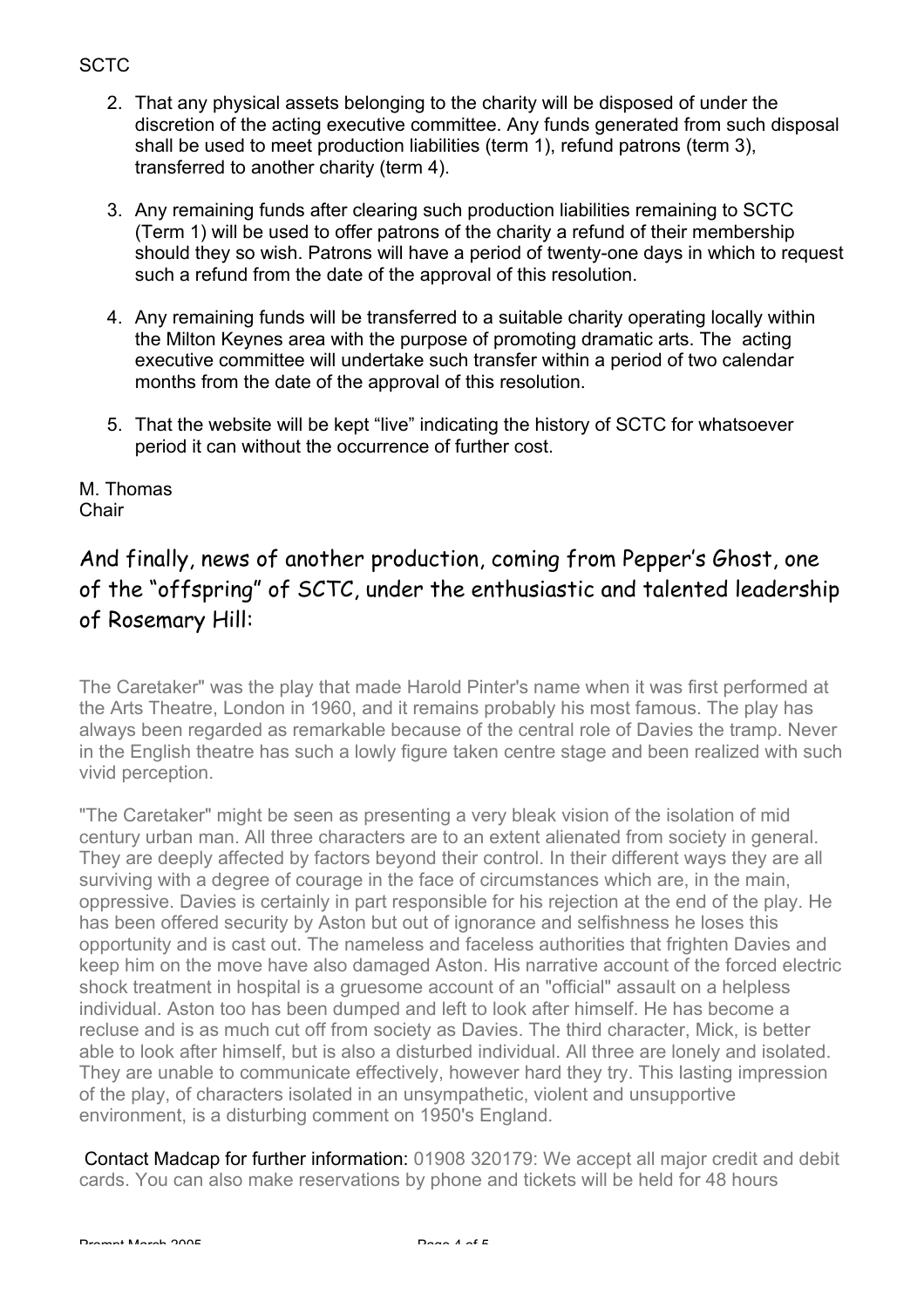2. That any physical assets belonging to the charity will be disposed of under the discretion of the acting executive committee. Any funds generated from such disposal shall be used to meet production liabilities (term 1), refund patrons (term 3), transferred to another charity (term 4).

3. Any remaining funds after clearing such production liabilities remaining to SCTC (Term 1) will be used to offer patrons of the charity a refund of their membership should they so wish. Patrons will have a period of twenty-one days in which to request such a refund from the date of the approval of this resolution.

4. Any remaining funds will be transferred to a suitable charity operating locally within the Milton Keynes area with the purpose of promoting dramatic arts. The acting executive committee will undertake such transfer within a period of two calendar months from the date of the approval of this resolution.

5. That the website will be kept "live" indicating the history of SCTC for whatsoever period it can without the occurrence of further cost.

M. Thomas
Chair

## And finally, news of another production, coming from Pepper's Ghost, one of the "offspring" of SCTC, under the enthusiastic and talented leadership of Rosemary Hill:

The Caretaker" was the play that made Harold Pinter's name when it was first performed at the Arts Theatre, London in 1960, and it remains probably his most famous. The play has always been regarded as remarkable because of the central role of Davies the tramp. Never in the English theatre has such a lowly figure taken centre stage and been realized with such vivid perception.

"The Caretaker" might be seen as presenting a very bleak vision of the isolation of mid century urban man. All three characters are to an extent alienated from society in general. They are deeply affected by factors beyond their control. In their different ways they are all surviving with a degree of courage in the face of circumstances which are, in the main, oppressive. Davies is certainly in part responsible for his rejection at the end of the play. He has been offered security by Aston but out of ignorance and selfishness he loses this opportunity and is cast out. The nameless and faceless authorities that frighten Davies and keep him on the move have also damaged Aston. His narrative account of the forced electric shock treatment in hospital is a gruesome account of an "official" assault on a helpless individual. Aston too has been dumped and left to look after himself. He has become a recluse and is as much cut off from society as Davies. The third character, Mick, is better able to look after himself, but is also a disturbed individual. All three are lonely and isolated. They are unable to communicate effectively, however hard they try. This lasting impression of the play, of characters isolated in an unsympathetic, violent and unsupportive environment, is a disturbing comment on 1950's England.

Contact Madcap for further information: 01908 320179: We accept all major credit and debit cards. You can also make reservations by phone and tickets will be held for 48 hours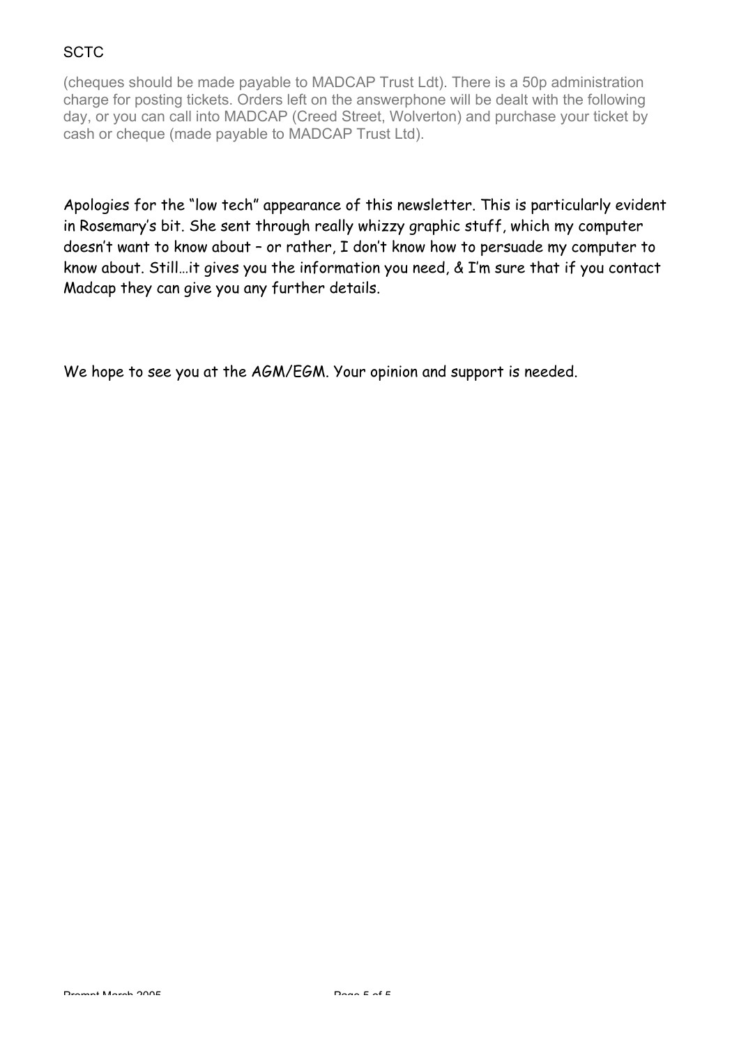SCTC

(cheques should be made payable to MADCAP Trust Ldt). There is a 50p administration charge for posting tickets. Orders left on the answerphone will be dealt with the following day, or you can call into MADCAP (Creed Street, Wolverton) and purchase your ticket by cash or cheque (made payable to MADCAP Trust Ltd).

Apologies for the "low tech" appearance of this newsletter. This is particularly evident in Rosemary's bit. She sent through really whizzy graphic stuff, which my computer doesn't want to know about – or rather, I don't know how to persuade my computer to know about. Still…it gives you the information you need, & I'm sure that if you contact Madcap they can give you any further details.

We hope to see you at the AGM/EGM. Your opinion and support is needed.